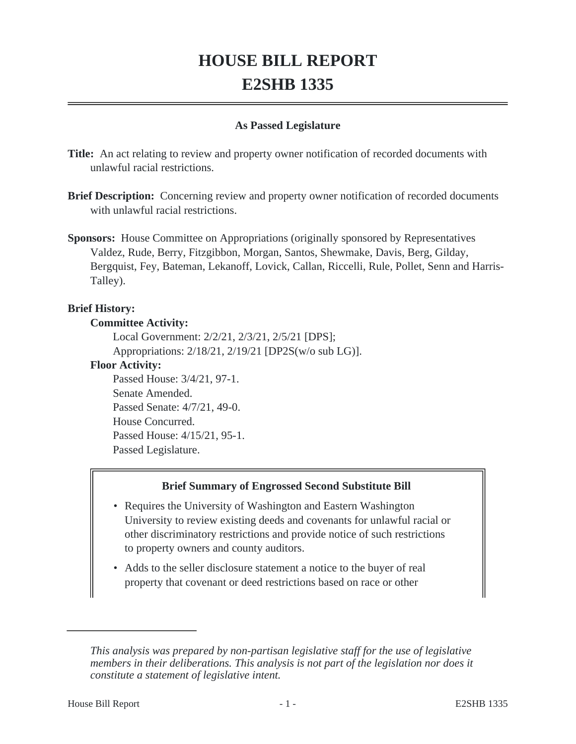# HOUSE BILL REPORT
# E2SHB 1335

**As Passed Legislature**

**Title:** An act relating to review and property owner notification of recorded documents with unlawful racial restrictions.

**Brief Description:** Concerning review and property owner notification of recorded documents with unlawful racial restrictions.

**Sponsors:** House Committee on Appropriations (originally sponsored by Representatives Valdez, Rude, Berry, Fitzgibbon, Morgan, Santos, Shewmake, Davis, Berg, Gilday, Bergquist, Fey, Bateman, Lekanoff, Lovick, Callan, Riccelli, Rule, Pollet, Senn and Harris-Talley).

**Brief History:**

**Committee Activity:**

Local Government: 2/2/21, 2/3/21, 2/5/21 [DPS];

Appropriations: 2/18/21, 2/19/21 [DP2S(w/o sub LG)].

**Floor Activity:**

Passed House: 3/4/21, 97-1.

Senate Amended.

Passed Senate: 4/7/21, 49-0.

House Concurred.

Passed House: 4/15/21, 95-1.

Passed Legislature.

**Brief Summary of Engrossed Second Substitute Bill**

- Requires the University of Washington and Eastern Washington University to review existing deeds and covenants for unlawful racial or other discriminatory restrictions and provide notice of such restrictions to property owners and county auditors.
- Adds to the seller disclosure statement a notice to the buyer of real property that covenant or deed restrictions based on race or other

---

*This analysis was prepared by non-partisan legislative staff for the use of legislative members in their deliberations. This analysis is not part of the legislation nor does it constitute a statement of legislative intent.*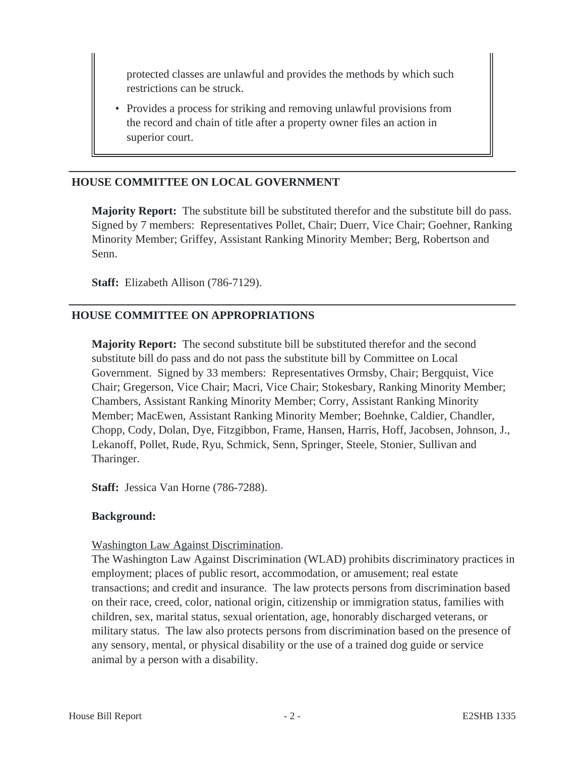protected classes are unlawful and provides the methods by which such restrictions can be struck.

- Provides a process for striking and removing unlawful provisions from the record and chain of title after a property owner files an action in superior court.

## HOUSE COMMITTEE ON LOCAL GOVERNMENT

**Majority Report:** The substitute bill be substituted therefor and the substitute bill do pass. Signed by 7 members: Representatives Pollet, Chair; Duerr, Vice Chair; Goehner, Ranking Minority Member; Griffey, Assistant Ranking Minority Member; Berg, Robertson and Senn.

**Staff:** Elizabeth Allison (786-7129).

## HOUSE COMMITTEE ON APPROPRIATIONS

**Majority Report:** The second substitute bill be substituted therefor and the second substitute bill do pass and do not pass the substitute bill by Committee on Local Government. Signed by 33 members: Representatives Ormsby, Chair; Bergquist, Vice Chair; Gregerson, Vice Chair; Macri, Vice Chair; Stokesbary, Ranking Minority Member; Chambers, Assistant Ranking Minority Member; Corry, Assistant Ranking Minority Member; MacEwen, Assistant Ranking Minority Member; Boehnke, Caldier, Chandler, Chopp, Cody, Dolan, Dye, Fitzgibbon, Frame, Hansen, Harris, Hoff, Jacobsen, Johnson, J., Lekanoff, Pollet, Rude, Ryu, Schmick, Senn, Springer, Steele, Stonier, Sullivan and Tharinger.

**Staff:** Jessica Van Horne (786-7288).

**Background:**

Washington Law Against Discrimination.

The Washington Law Against Discrimination (WLAD) prohibits discriminatory practices in employment; places of public resort, accommodation, or amusement; real estate transactions; and credit and insurance. The law protects persons from discrimination based on their race, creed, color, national origin, citizenship or immigration status, families with children, sex, marital status, sexual orientation, age, honorably discharged veterans, or military status. The law also protects persons from discrimination based on the presence of any sensory, mental, or physical disability or the use of a trained dog guide or service animal by a person with a disability.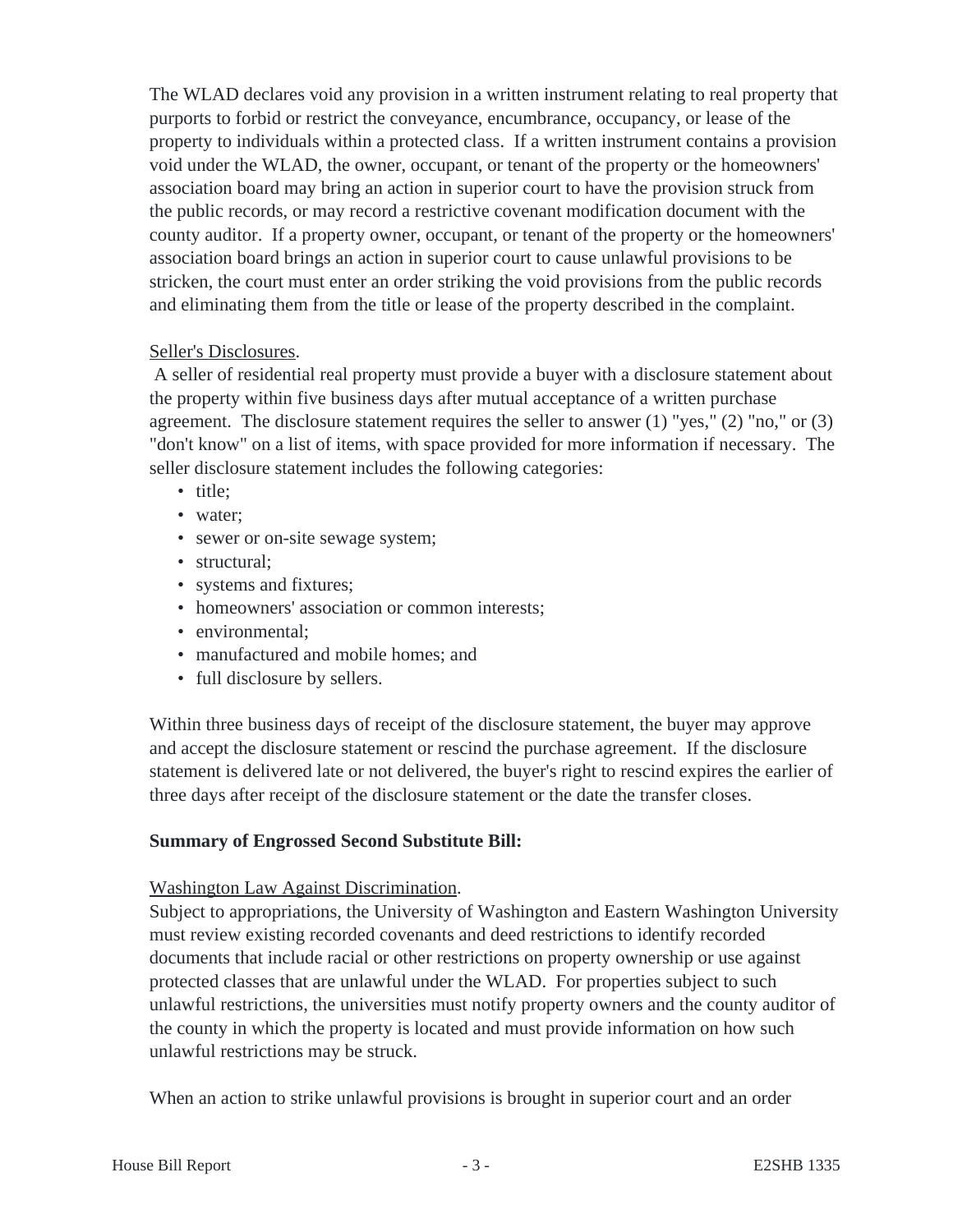The WLAD declares void any provision in a written instrument relating to real property that purports to forbid or restrict the conveyance, encumbrance, occupancy, or lease of the property to individuals within a protected class. If a written instrument contains a provision void under the WLAD, the owner, occupant, or tenant of the property or the homeowners' association board may bring an action in superior court to have the provision struck from the public records, or may record a restrictive covenant modification document with the county auditor. If a property owner, occupant, or tenant of the property or the homeowners' association board brings an action in superior court to cause unlawful provisions to be stricken, the court must enter an order striking the void provisions from the public records and eliminating them from the title or lease of the property described in the complaint.

Seller's Disclosures.

A seller of residential real property must provide a buyer with a disclosure statement about the property within five business days after mutual acceptance of a written purchase agreement. The disclosure statement requires the seller to answer (1) "yes," (2) "no," or (3) "don't know" on a list of items, with space provided for more information if necessary. The seller disclosure statement includes the following categories:

- title;
- water;
- sewer or on-site sewage system;
- structural;
- systems and fixtures;
- homeowners' association or common interests;
- environmental;
- manufactured and mobile homes; and
- full disclosure by sellers.

Within three business days of receipt of the disclosure statement, the buyer may approve and accept the disclosure statement or rescind the purchase agreement. If the disclosure statement is delivered late or not delivered, the buyer's right to rescind expires the earlier of three days after receipt of the disclosure statement or the date the transfer closes.

**Summary of Engrossed Second Substitute Bill:**

Washington Law Against Discrimination.

Subject to appropriations, the University of Washington and Eastern Washington University must review existing recorded covenants and deed restrictions to identify recorded documents that include racial or other restrictions on property ownership or use against protected classes that are unlawful under the WLAD. For properties subject to such unlawful restrictions, the universities must notify property owners and the county auditor of the county in which the property is located and must provide information on how such unlawful restrictions may be struck.

When an action to strike unlawful provisions is brought in superior court and an order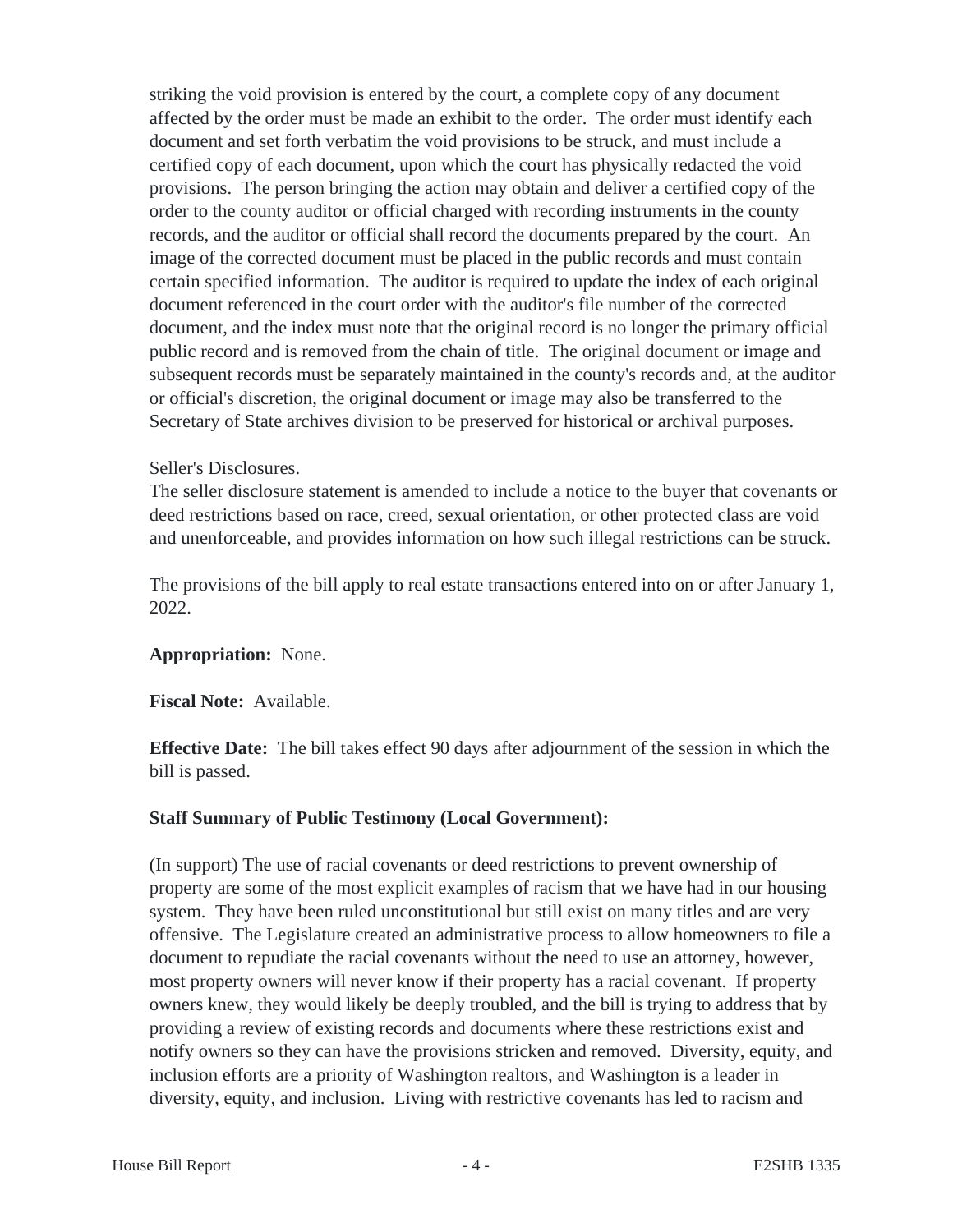striking the void provision is entered by the court, a complete copy of any document affected by the order must be made an exhibit to the order. The order must identify each document and set forth verbatim the void provisions to be struck, and must include a certified copy of each document, upon which the court has physically redacted the void provisions. The person bringing the action may obtain and deliver a certified copy of the order to the county auditor or official charged with recording instruments in the county records, and the auditor or official shall record the documents prepared by the court. An image of the corrected document must be placed in the public records and must contain certain specified information. The auditor is required to update the index of each original document referenced in the court order with the auditor's file number of the corrected document, and the index must note that the original record is no longer the primary official public record and is removed from the chain of title. The original document or image and subsequent records must be separately maintained in the county's records and, at the auditor or official's discretion, the original document or image may also be transferred to the Secretary of State archives division to be preserved for historical or archival purposes.

Seller's Disclosures.

The seller disclosure statement is amended to include a notice to the buyer that covenants or deed restrictions based on race, creed, sexual orientation, or other protected class are void and unenforceable, and provides information on how such illegal restrictions can be struck.

The provisions of the bill apply to real estate transactions entered into on or after January 1, 2022.

**Appropriation:** None.

**Fiscal Note:** Available.

**Effective Date:** The bill takes effect 90 days after adjournment of the session in which the bill is passed.

**Staff Summary of Public Testimony (Local Government):**

(In support) The use of racial covenants or deed restrictions to prevent ownership of property are some of the most explicit examples of racism that we have had in our housing system. They have been ruled unconstitutional but still exist on many titles and are very offensive. The Legislature created an administrative process to allow homeowners to file a document to repudiate the racial covenants without the need to use an attorney, however, most property owners will never know if their property has a racial covenant. If property owners knew, they would likely be deeply troubled, and the bill is trying to address that by providing a review of existing records and documents where these restrictions exist and notify owners so they can have the provisions stricken and removed. Diversity, equity, and inclusion efforts are a priority of Washington realtors, and Washington is a leader in diversity, equity, and inclusion. Living with restrictive covenants has led to racism and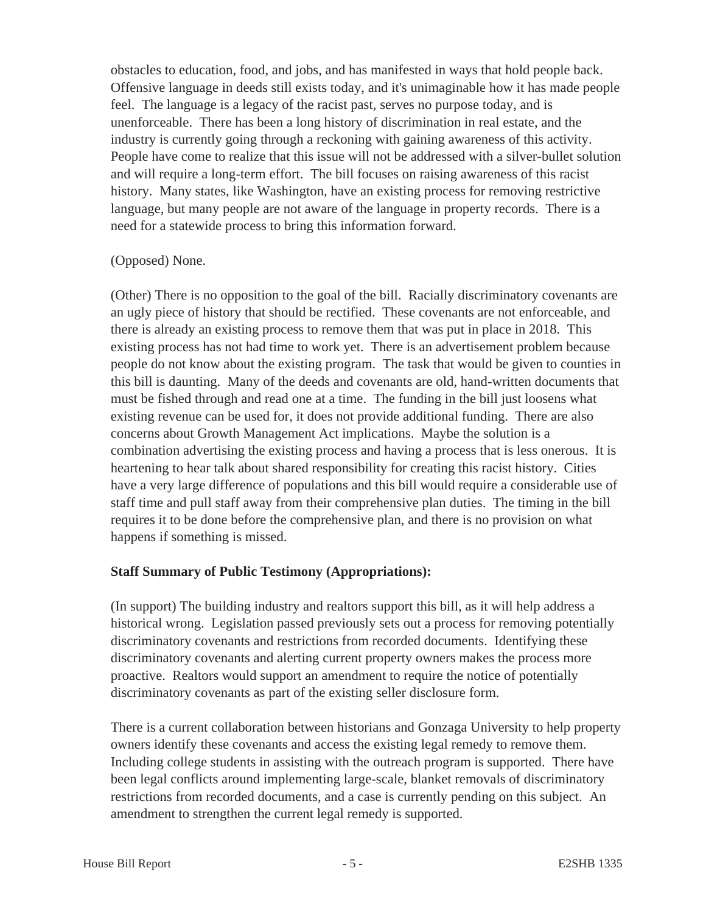obstacles to education, food, and jobs, and has manifested in ways that hold people back. Offensive language in deeds still exists today, and it's unimaginable how it has made people feel. The language is a legacy of the racist past, serves no purpose today, and is unenforceable. There has been a long history of discrimination in real estate, and the industry is currently going through a reckoning with gaining awareness of this activity. People have come to realize that this issue will not be addressed with a silver-bullet solution and will require a long-term effort. The bill focuses on raising awareness of this racist history. Many states, like Washington, have an existing process for removing restrictive language, but many people are not aware of the language in property records. There is a need for a statewide process to bring this information forward.

(Opposed) None.

(Other) There is no opposition to the goal of the bill. Racially discriminatory covenants are an ugly piece of history that should be rectified. These covenants are not enforceable, and there is already an existing process to remove them that was put in place in 2018. This existing process has not had time to work yet. There is an advertisement problem because people do not know about the existing program. The task that would be given to counties in this bill is daunting. Many of the deeds and covenants are old, hand-written documents that must be fished through and read one at a time. The funding in the bill just loosens what existing revenue can be used for, it does not provide additional funding. There are also concerns about Growth Management Act implications. Maybe the solution is a combination advertising the existing process and having a process that is less onerous. It is heartening to hear talk about shared responsibility for creating this racist history. Cities have a very large difference of populations and this bill would require a considerable use of staff time and pull staff away from their comprehensive plan duties. The timing in the bill requires it to be done before the comprehensive plan, and there is no provision on what happens if something is missed.

**Staff Summary of Public Testimony (Appropriations):**

(In support) The building industry and realtors support this bill, as it will help address a historical wrong. Legislation passed previously sets out a process for removing potentially discriminatory covenants and restrictions from recorded documents. Identifying these discriminatory covenants and alerting current property owners makes the process more proactive. Realtors would support an amendment to require the notice of potentially discriminatory covenants as part of the existing seller disclosure form.

There is a current collaboration between historians and Gonzaga University to help property owners identify these covenants and access the existing legal remedy to remove them. Including college students in assisting with the outreach program is supported. There have been legal conflicts around implementing large-scale, blanket removals of discriminatory restrictions from recorded documents, and a case is currently pending on this subject. An amendment to strengthen the current legal remedy is supported.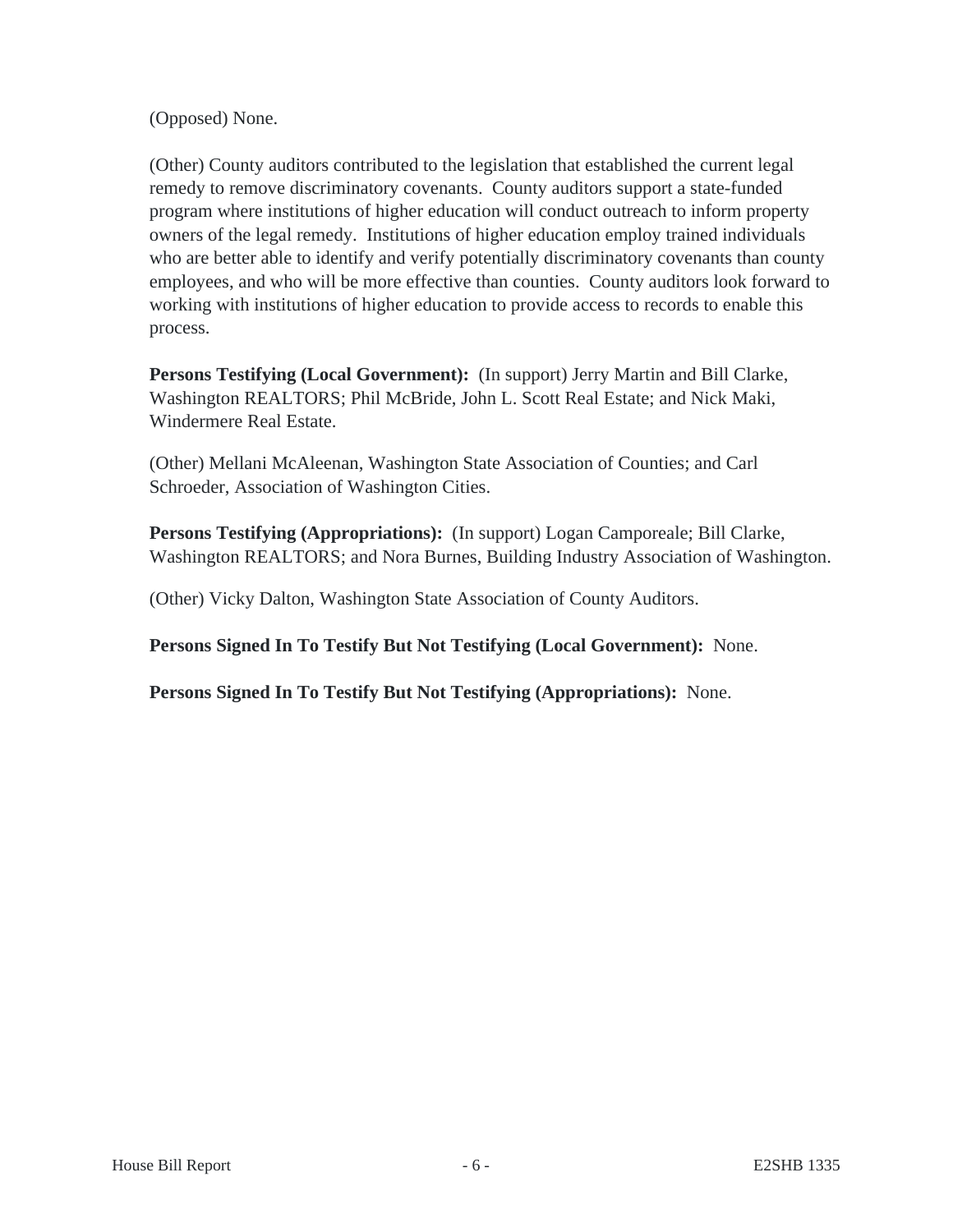(Opposed) None.

(Other) County auditors contributed to the legislation that established the current legal remedy to remove discriminatory covenants. County auditors support a state-funded program where institutions of higher education will conduct outreach to inform property owners of the legal remedy. Institutions of higher education employ trained individuals who are better able to identify and verify potentially discriminatory covenants than county employees, and who will be more effective than counties. County auditors look forward to working with institutions of higher education to provide access to records to enable this process.

**Persons Testifying (Local Government):** (In support) Jerry Martin and Bill Clarke, Washington REALTORS; Phil McBride, John L. Scott Real Estate; and Nick Maki, Windermere Real Estate.

(Other) Mellani McAleenan, Washington State Association of Counties; and Carl Schroeder, Association of Washington Cities.

**Persons Testifying (Appropriations):** (In support) Logan Camporeale; Bill Clarke, Washington REALTORS; and Nora Burnes, Building Industry Association of Washington.

(Other) Vicky Dalton, Washington State Association of County Auditors.

**Persons Signed In To Testify But Not Testifying (Local Government):** None.

**Persons Signed In To Testify But Not Testifying (Appropriations):** None.